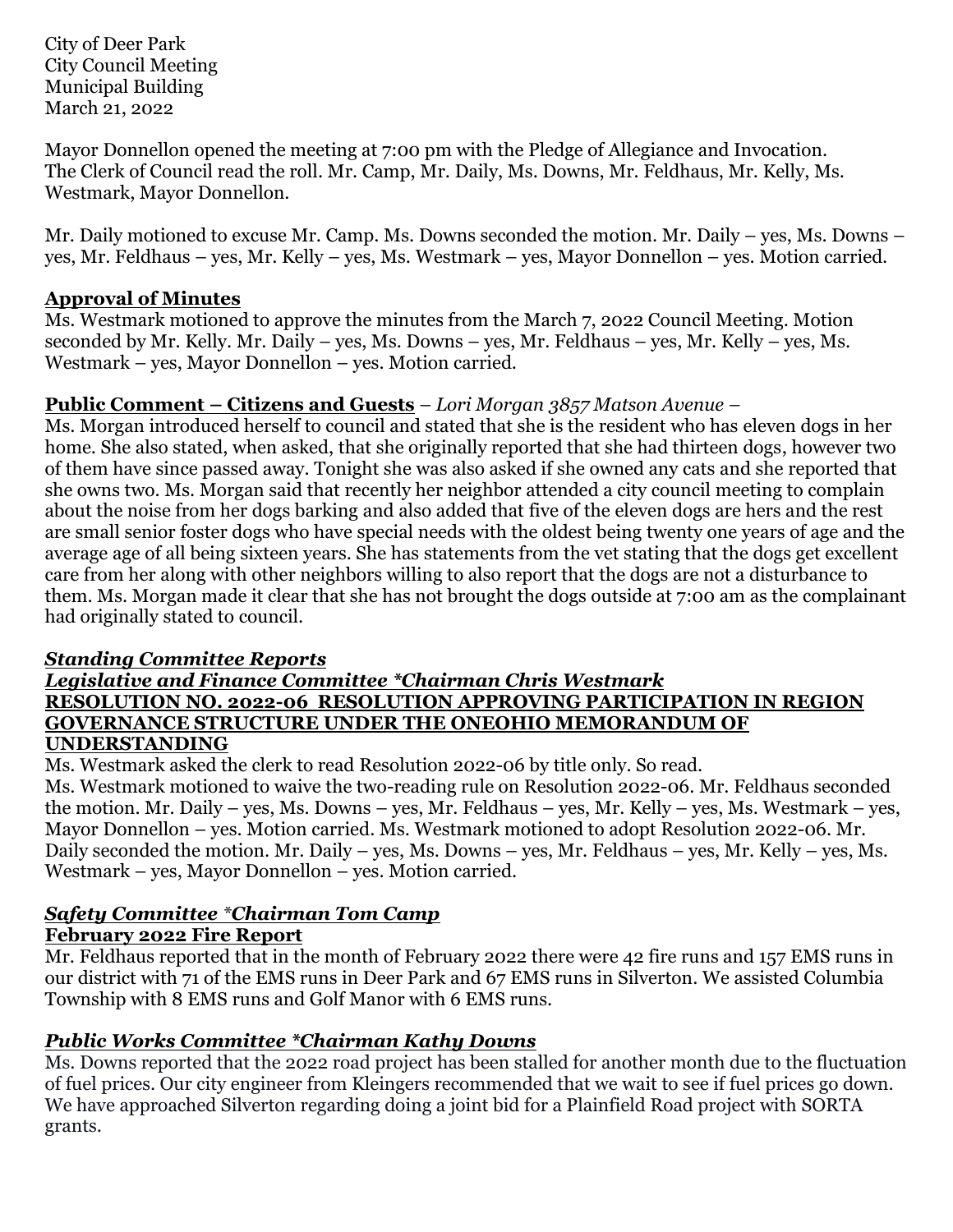City of Deer Park
City Council Meeting
Municipal Building
March 21, 2022

Mayor Donnellon opened the meeting at 7:00 pm with the Pledge of Allegiance and Invocation. The Clerk of Council read the roll. Mr. Camp, Mr. Daily, Ms. Downs, Mr. Feldhaus, Mr. Kelly, Ms. Westmark, Mayor Donnellon.

Mr. Daily motioned to excuse Mr. Camp. Ms. Downs seconded the motion. Mr. Daily – yes, Ms. Downs – yes, Mr. Feldhaus – yes, Mr. Kelly – yes, Ms. Westmark – yes, Mayor Donnellon – yes. Motion carried.

**Approval of Minutes**

Ms. Westmark motioned to approve the minutes from the March 7, 2022 Council Meeting. Motion seconded by Mr. Kelly. Mr. Daily – yes, Ms. Downs – yes, Mr. Feldhaus – yes, Mr. Kelly – yes, Ms. Westmark – yes, Mayor Donnellon – yes. Motion carried.

**Public Comment – Citizens and Guests** – *Lori Morgan 3857 Matson Avenue* –

Ms. Morgan introduced herself to council and stated that she is the resident who has eleven dogs in her home. She also stated, when asked, that she originally reported that she had thirteen dogs, however two of them have since passed away. Tonight she was also asked if she owned any cats and she reported that she owns two. Ms. Morgan said that recently her neighbor attended a city council meeting to complain about the noise from her dogs barking and also added that five of the eleven dogs are hers and the rest are small senior foster dogs who have special needs with the oldest being twenty one years of age and the average age of all being sixteen years. She has statements from the vet stating that the dogs get excellent care from her along with other neighbors willing to also report that the dogs are not a disturbance to them. Ms. Morgan made it clear that she has not brought the dogs outside at 7:00 am as the complainant had originally stated to council.

***Standing Committee Reports***

***Legislative and Finance Committee *Chairman Chris Westmark***

**RESOLUTION NO. 2022-06 RESOLUTION APPROVING PARTICIPATION IN REGION GOVERNANCE STRUCTURE UNDER THE ONEOHIO MEMORANDUM OF UNDERSTANDING**

Ms. Westmark asked the clerk to read Resolution 2022-06 by title only. So read.
Ms. Westmark motioned to waive the two-reading rule on Resolution 2022-06. Mr. Feldhaus seconded the motion. Mr. Daily – yes, Ms. Downs – yes, Mr. Feldhaus – yes, Mr. Kelly – yes, Ms. Westmark – yes, Mayor Donnellon – yes. Motion carried. Ms. Westmark motioned to adopt Resolution 2022-06. Mr. Daily seconded the motion. Mr. Daily – yes, Ms. Downs – yes, Mr. Feldhaus – yes, Mr. Kelly – yes, Ms. Westmark – yes, Mayor Donnellon – yes. Motion carried.

***Safety Committee *Chairman Tom Camp***

**February 2022 Fire Report**

Mr. Feldhaus reported that in the month of February 2022 there were 42 fire runs and 157 EMS runs in our district with 71 of the EMS runs in Deer Park and 67 EMS runs in Silverton. We assisted Columbia Township with 8 EMS runs and Golf Manor with 6 EMS runs.

***Public Works Committee *Chairman Kathy Downs***

Ms. Downs reported that the 2022 road project has been stalled for another month due to the fluctuation of fuel prices. Our city engineer from Kleingers recommended that we wait to see if fuel prices go down. We have approached Silverton regarding doing a joint bid for a Plainfield Road project with SORTA grants.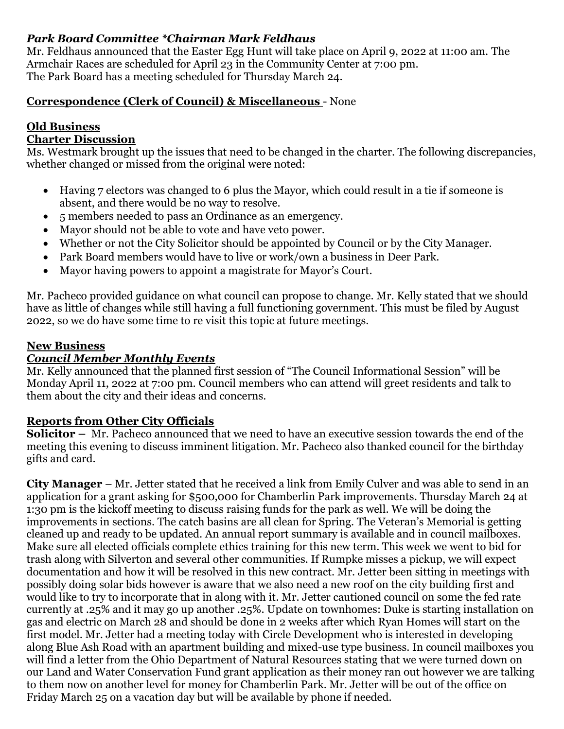### ***Park Board Committee *Chairman Mark Feldhaus***

Mr. Feldhaus announced that the Easter Egg Hunt will take place on April 9, 2022 at 11:00 am. The Armchair Races are scheduled for April 23 in the Community Center at 7:00 pm.
The Park Board has a meeting scheduled for Thursday March 24.

**Correspondence (Clerk of Council) & Miscellaneous** - None

**Old Business**
**Charter Discussion**

Ms. Westmark brought up the issues that need to be changed in the charter. The following discrepancies, whether changed or missed from the original were noted:

- Having 7 electors was changed to 6 plus the Mayor, which could result in a tie if someone is absent, and there would be no way to resolve.
- 5 members needed to pass an Ordinance as an emergency.
- Mayor should not be able to vote and have veto power.
- Whether or not the City Solicitor should be appointed by Council or by the City Manager.
- Park Board members would have to live or work/own a business in Deer Park.
- Mayor having powers to appoint a magistrate for Mayor's Court.

Mr. Pacheco provided guidance on what council can propose to change. Mr. Kelly stated that we should have as little of changes while still having a full functioning government. This must be filed by August 2022, so we do have some time to re visit this topic at future meetings.

**New Business**
***Council Member Monthly Events***

Mr. Kelly announced that the planned first session of "The Council Informational Session" will be Monday April 11, 2022 at 7:00 pm. Council members who can attend will greet residents and talk to them about the city and their ideas and concerns.

**Reports from Other City Officials**

**Solicitor –** Mr. Pacheco announced that we need to have an executive session towards the end of the meeting this evening to discuss imminent litigation. Mr. Pacheco also thanked council for the birthday gifts and card.

**City Manager** – Mr. Jetter stated that he received a link from Emily Culver and was able to send in an application for a grant asking for $500,000 for Chamberlin Park improvements. Thursday March 24 at 1:30 pm is the kickoff meeting to discuss raising funds for the park as well. We will be doing the improvements in sections. The catch basins are all clean for Spring. The Veteran's Memorial is getting cleaned up and ready to be updated. An annual report summary is available and in council mailboxes. Make sure all elected officials complete ethics training for this new term. This week we went to bid for trash along with Silverton and several other communities. If Rumpke misses a pickup, we will expect documentation and how it will be resolved in this new contract. Mr. Jetter been sitting in meetings with possibly doing solar bids however is aware that we also need a new roof on the city building first and would like to try to incorporate that in along with it. Mr. Jetter cautioned council on some the fed rate currently at .25% and it may go up another .25%. Update on townhomes: Duke is starting installation on gas and electric on March 28 and should be done in 2 weeks after which Ryan Homes will start on the first model. Mr. Jetter had a meeting today with Circle Development who is interested in developing along Blue Ash Road with an apartment building and mixed-use type business. In council mailboxes you will find a letter from the Ohio Department of Natural Resources stating that we were turned down on our Land and Water Conservation Fund grant application as their money ran out however we are talking to them now on another level for money for Chamberlin Park. Mr. Jetter will be out of the office on Friday March 25 on a vacation day but will be available by phone if needed.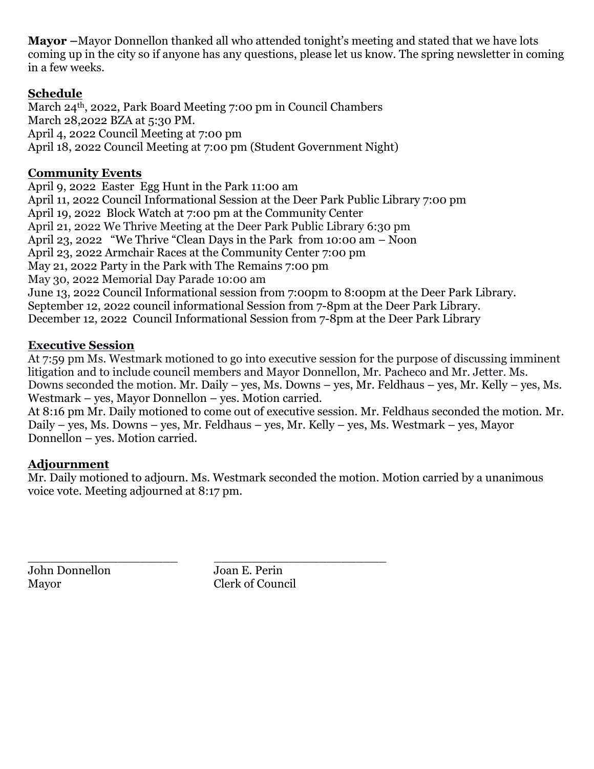**Mayor –**Mayor Donnellon thanked all who attended tonight's meeting and stated that we have lots coming up in the city so if anyone has any questions, please let us know. The spring newsletter in coming in a few weeks.

## Schedule

March 24th, 2022, Park Board Meeting 7:00 pm in Council Chambers
March 28,2022 BZA at 5:30 PM.
April 4, 2022 Council Meeting at 7:00 pm
April 18, 2022 Council Meeting at 7:00 pm (Student Government Night)

## Community Events

April 9, 2022 Easter Egg Hunt in the Park 11:00 am
April 11, 2022 Council Informational Session at the Deer Park Public Library 7:00 pm
April 19, 2022 Block Watch at 7:00 pm at the Community Center
April 21, 2022 We Thrive Meeting at the Deer Park Public Library 6:30 pm
April 23, 2022 "We Thrive "Clean Days in the Park from 10:00 am – Noon
April 23, 2022 Armchair Races at the Community Center 7:00 pm
May 21, 2022 Party in the Park with The Remains 7:00 pm
May 30, 2022 Memorial Day Parade 10:00 am
June 13, 2022 Council Informational session from 7:00pm to 8:00pm at the Deer Park Library.
September 12, 2022 council informational Session from 7-8pm at the Deer Park Library.
December 12, 2022 Council Informational Session from 7-8pm at the Deer Park Library

## Executive Session

At 7:59 pm Ms. Westmark motioned to go into executive session for the purpose of discussing imminent litigation and to include council members and Mayor Donnellon, Mr. Pacheco and Mr. Jetter. Ms. Downs seconded the motion. Mr. Daily – yes, Ms. Downs – yes, Mr. Feldhaus – yes, Mr. Kelly – yes, Ms. Westmark – yes, Mayor Donnellon – yes. Motion carried.
At 8:16 pm Mr. Daily motioned to come out of executive session. Mr. Feldhaus seconded the motion. Mr. Daily – yes, Ms. Downs – yes, Mr. Feldhaus – yes, Mr. Kelly – yes, Ms. Westmark – yes, Mayor Donnellon – yes. Motion carried.

## Adjournment

Mr. Daily motioned to adjourn. Ms. Westmark seconded the motion. Motion carried by a unanimous voice vote. Meeting adjourned at 8:17 pm.

\_\_\_\_\_\_\_\_\_\_\_\_\_\_\_\_\_\_\_\_\_ \_\_\_\_\_\_\_\_\_\_\_\_\_\_\_\_\_\_\_\_\_\_\_\_

John Donnellon
Mayor

Joan E. Perin
Clerk of Council